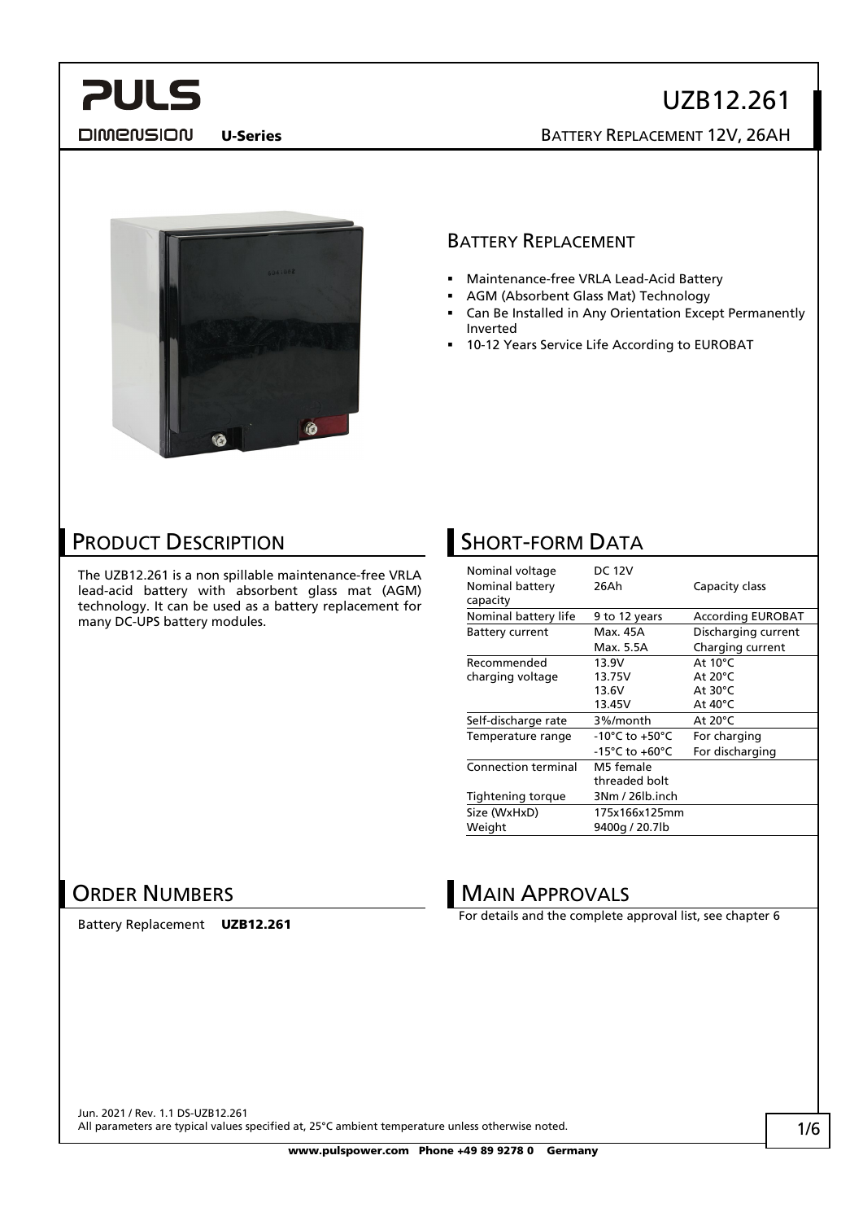# UZB12.261

U-Series

BATTERY REPLACEMENT 12V, 26AH

## BATTERY REPLACEMENT

- Maintenance-free VRLA Lead-Acid Battery
- AGM (Absorbent Glass Mat) Technology
- Can Be Installed in Any Orientation Except Permanently Inverted
- 10-12 Years Service Life According to EUROBAT

## PRODUCT DESCRIPTION

The UZB12.261 is a non spillable maintenance-free VRLA lead-acid battery with absorbent glass mat (AGM) technology. It can be used as a battery replacement for many DC-UPS battery modules.

## SHORT-FORM DATA

| | | |
|---|---|---|
| Nominal voltage | DC 12V | |
| Nominal battery capacity | 26Ah | Capacity class |
| Nominal battery life | 9 to 12 years | According EUROBAT |
| Battery current | Max. 45A | Discharging current |
| | Max. 5.5A | Charging current |
| Recommended charging voltage | 13.9V | At 10°C |
| | 13.75V | At 20°C |
| | 13.6V | At 30°C |
| | 13.45V | At 40°C |
| Self-discharge rate | 3%/month | At 20°C |
| Temperature range | -10°C to +50°C | For charging |
| | -15°C to +60°C | For discharging |
| Connection terminal | M5 female threaded bolt | |
| Tightening torque | 3Nm / 26lb.inch | |
| Size (WxHxD) | 175x166x125mm | |
| Weight | 9400g / 20.7lb | |

## ORDER NUMBERS

Battery Replacement **UZB12.261**

## MAIN APPROVALS

For details and the complete approval list, see chapter 6

Jun. 2021 / Rev. 1.1 DS-UZB12.261
All parameters are typical values specified at, 25°C ambient temperature unless otherwise noted.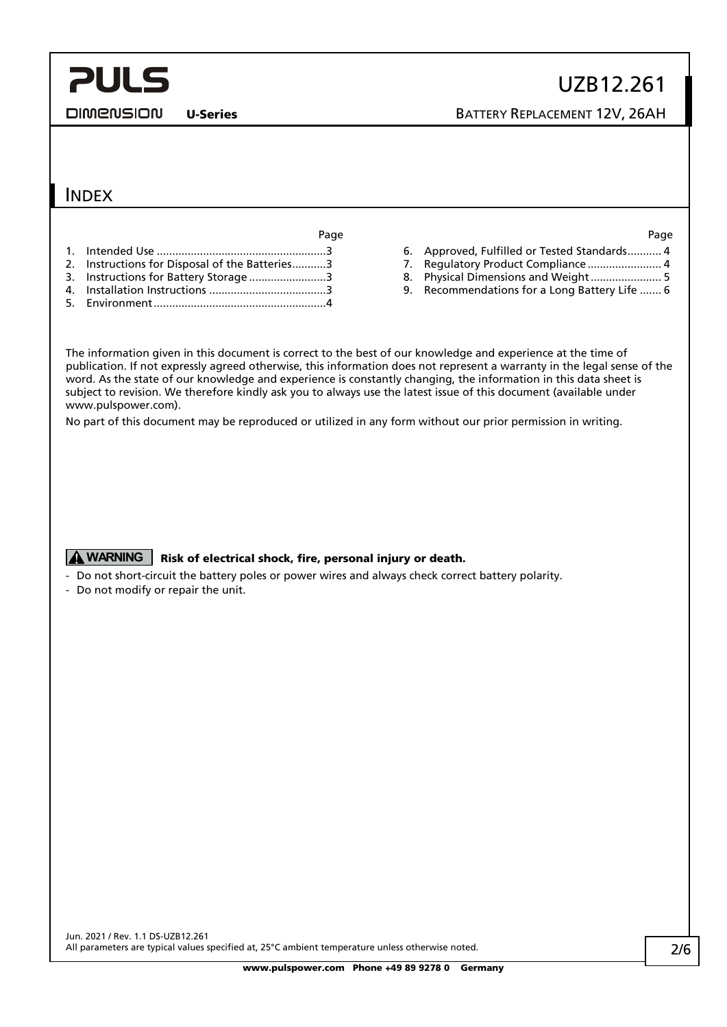# INDEX

| | Page |
|---|---|
| 1. Intended Use | 3 |
| 2. Instructions for Disposal of the Batteries | 3 |
| 3. Instructions for Battery Storage | 3 |
| 4. Installation Instructions | 3 |
| 5. Environment | 4 |
| 6. Approved, Fulfilled or Tested Standards | 4 |
| 7. Regulatory Product Compliance | 4 |
| 8. Physical Dimensions and Weight | 5 |
| 9. Recommendations for a Long Battery Life | 6 |

The information given in this document is correct to the best of our knowledge and experience at the time of publication. If not expressly agreed otherwise, this information does not represent a warranty in the legal sense of the word. As the state of our knowledge and experience is constantly changing, the information in this data sheet is subject to revision. We therefore kindly ask you to always use the latest issue of this document (available under www.pulspower.com).

No part of this document may be reproduced or utilized in any form without our prior permission in writing.

**WARNING** **Risk of electrical shock, fire, personal injury or death.**

- Do not short-circuit the battery poles or power wires and always check correct battery polarity.
- Do not modify or repair the unit.

Jun. 2021 / Rev. 1.1 DS-UZB12.261
All parameters are typical values specified at, 25°C ambient temperature unless otherwise noted.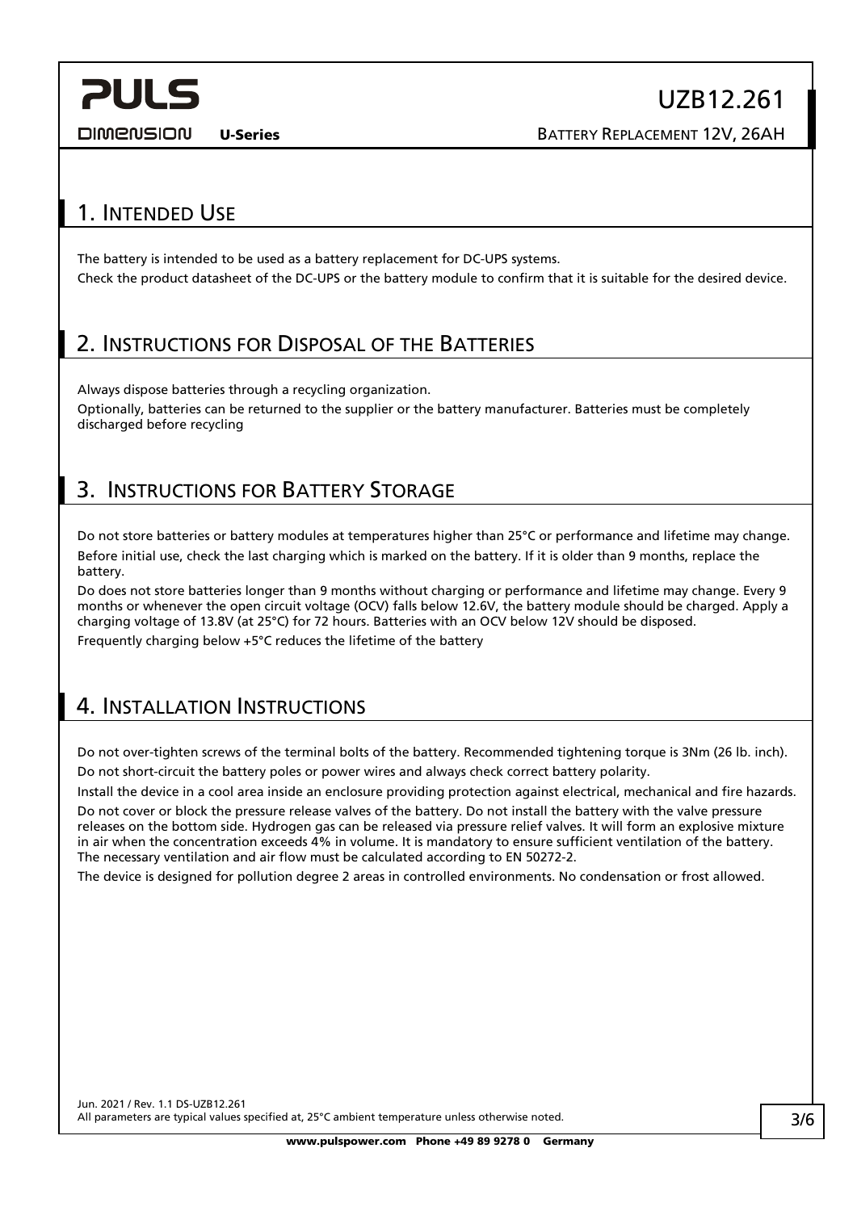## 1. Intended Use

The battery is intended to be used as a battery replacement for DC-UPS systems.

Check the product datasheet of the DC-UPS or the battery module to confirm that it is suitable for the desired device.

## 2. Instructions for Disposal of the Batteries

Always dispose batteries through a recycling organization.

Optionally, batteries can be returned to the supplier or the battery manufacturer. Batteries must be completely discharged before recycling

## 3. Instructions for Battery Storage

Do not store batteries or battery modules at temperatures higher than 25°C or performance and lifetime may change.

Before initial use, check the last charging which is marked on the battery. If it is older than 9 months, replace the battery.

Do does not store batteries longer than 9 months without charging or performance and lifetime may change. Every 9 months or whenever the open circuit voltage (OCV) falls below 12.6V, the battery module should be charged. Apply a charging voltage of 13.8V (at 25°C) for 72 hours. Batteries with an OCV below 12V should be disposed.

Frequently charging below +5°C reduces the lifetime of the battery

## 4. Installation Instructions

Do not over-tighten screws of the terminal bolts of the battery. Recommended tightening torque is 3Nm (26 lb. inch).

Do not short-circuit the battery poles or power wires and always check correct battery polarity.

Install the device in a cool area inside an enclosure providing protection against electrical, mechanical and fire hazards.

Do not cover or block the pressure release valves of the battery. Do not install the battery with the valve pressure releases on the bottom side. Hydrogen gas can be released via pressure relief valves. It will form an explosive mixture in air when the concentration exceeds 4% in volume. It is mandatory to ensure sufficient ventilation of the battery. The necessary ventilation and air flow must be calculated according to EN 50272-2.

The device is designed for pollution degree 2 areas in controlled environments. No condensation or frost allowed.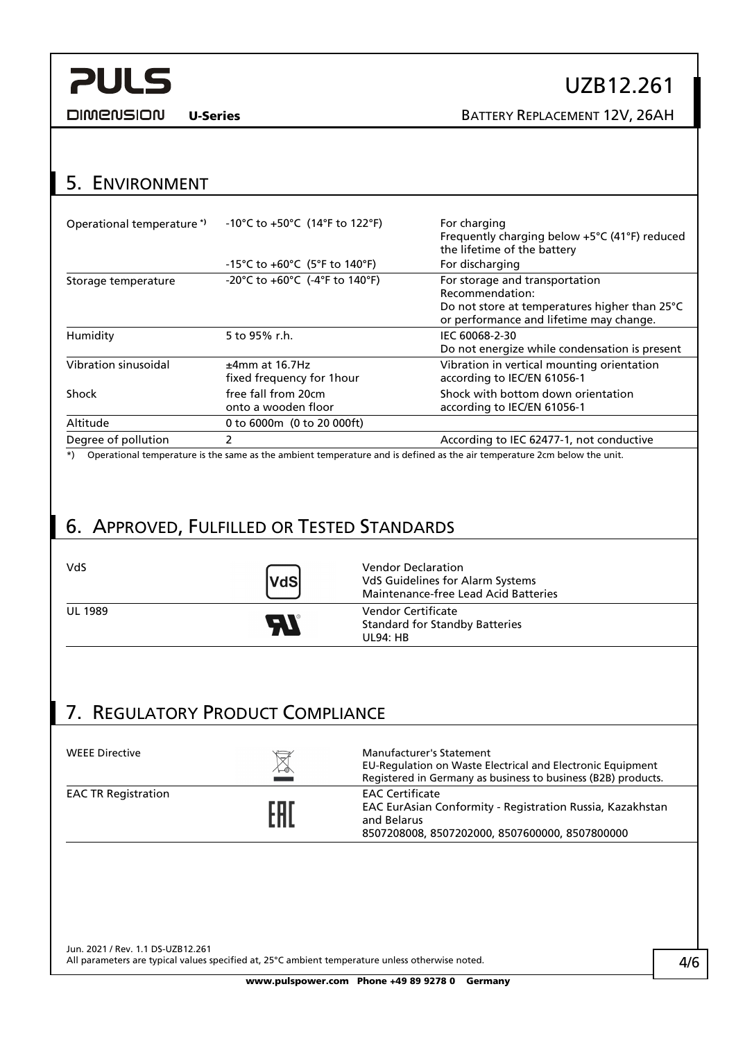## 5. Environment

| | | |
|---|---|---|
| Operational temperature *) | -10°C to +50°C (14°F to 122°F) | For charging<br>Frequently charging below +5°C (41°F) reduced the lifetime of the battery |
| | -15°C to +60°C (5°F to 140°F) | For discharging |
| Storage temperature | -20°C to +60°C (-4°F to 140°F) | For storage and transportation<br>Recommendation:<br>Do not store at temperatures higher than 25°C or performance and lifetime may change. |
| Humidity | 5 to 95% r.h. | IEC 60068-2-30<br>Do not energize while condensation is present |
| Vibration sinusoidal | ±4mm at 16.7Hz<br>fixed frequency for 1hour | Vibration in vertical mounting orientation according to IEC/EN 61056-1 |
| Shock | free fall from 20cm<br>onto a wooden floor | Shock with bottom down orientation according to IEC/EN 61056-1 |
| Altitude | 0 to 6000m (0 to 20 000ft) | |
| Degree of pollution | 2 | According to IEC 62477-1, not conductive |

*) Operational temperature is the same as the ambient temperature and is defined as the air temperature 2cm below the unit.

## 6. Approved, Fulfilled or Tested Standards

| | | |
|---|---|---|
| VdS | VdS | Vendor Declaration<br>VdS Guidelines for Alarm Systems<br>Maintenance-free Lead Acid Batteries |
| UL 1989 | | Vendor Certificate<br>Standard for Standby Batteries<br>UL94: HB |

## 7. Regulatory Product Compliance

| | | |
|---|---|---|
| WEEE Directive | | Manufacturer's Statement<br>EU-Regulation on Waste Electrical and Electronic Equipment<br>Registered in Germany as business to business (B2B) products. |
| EAC TR Registration | EAC | EAC Certificate<br>EAC EurAsian Conformity - Registration Russia, Kazakhstan and Belarus<br>8507208008, 8507202000, 8507600000, 8507800000 |

Jun. 2021 / Rev. 1.1 DS-UZB12.261
All parameters are typical values specified at, 25°C ambient temperature unless otherwise noted.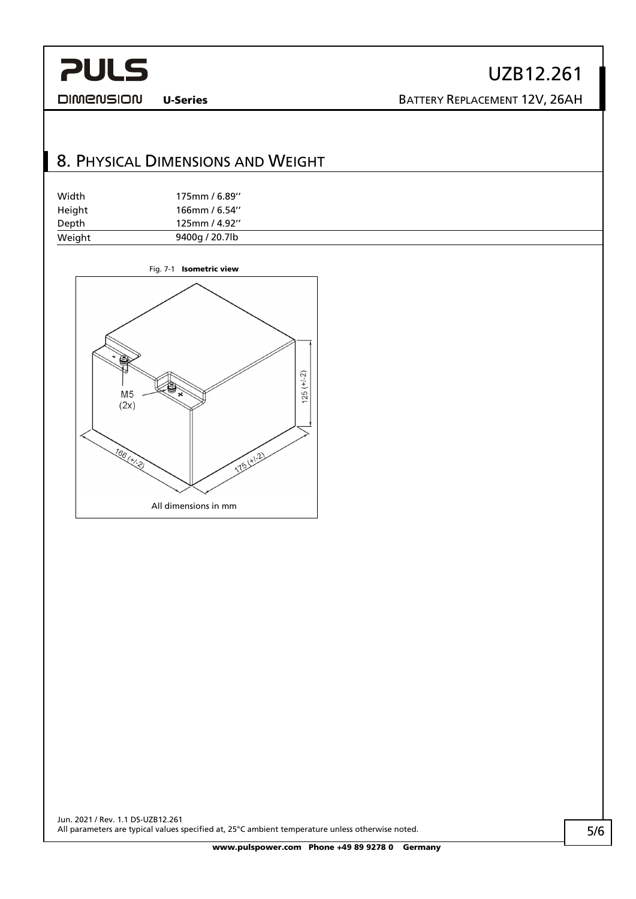# 8. Physical Dimensions and Weight

| | |
|---|---|
| Width | 175mm / 6.89'' |
| Height | 166mm / 6.54'' |
| Depth | 125mm / 4.92'' |
| Weight | 9400g / 20.7lb |

Fig. 7-1 **Isometric view**

M5 (2x)

166 (+/-2)

175 (+/-2)

125 (+/-2)

All dimensions in mm

Jun. 2021 / Rev. 1.1 DS-UZB12.261
All parameters are typical values specified at, 25°C ambient temperature unless otherwise noted.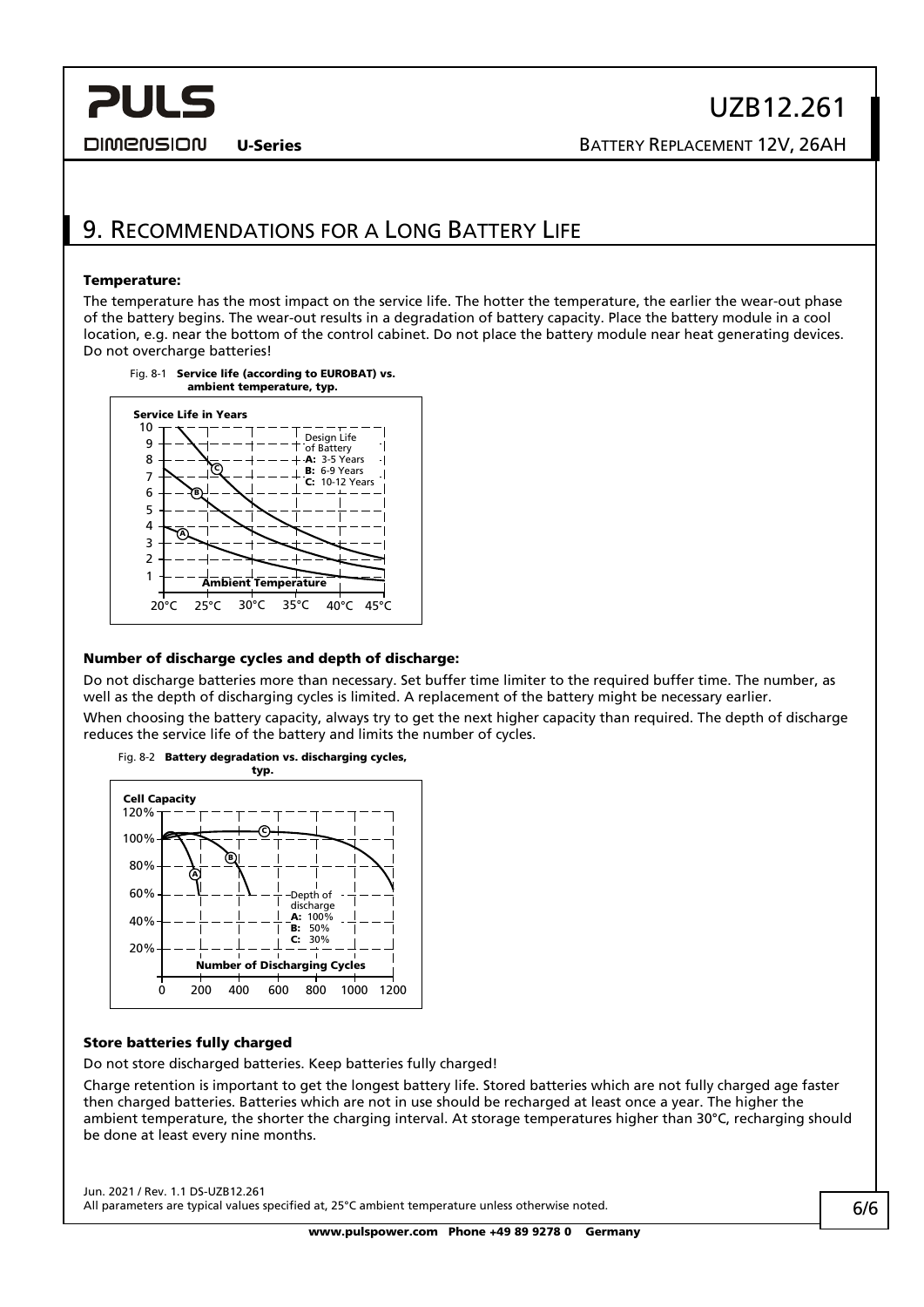# 9. Recommendations for a Long Battery Life

**Temperature:**

The temperature has the most impact on the service life. The hotter the temperature, the earlier the wear-out phase of the battery begins. The wear-out results in a degradation of battery capacity. Place the battery module in a cool location, e.g. near the bottom of the control cabinet. Do not place the battery module near heat generating devices. Do not overcharge batteries!

Fig. 8-1 **Service life (according to EUROBAT) vs. ambient temperature, typ.**

Service Life in Years
10
9
8
7
6
5
4
3
2
1
Design Life of Battery
A: 3-5 Years
B: 6-9 Years
C: 10-12 Years
Ambient Temperature
20°C 25°C 30°C 35°C 40°C 45°C

**Number of discharge cycles and depth of discharge:**

Do not discharge batteries more than necessary. Set buffer time limiter to the required buffer time. The number, as well as the depth of discharging cycles is limited. A replacement of the battery might be necessary earlier.

When choosing the battery capacity, always try to get the next higher capacity than required. The depth of discharge reduces the service life of the battery and limits the number of cycles.

Fig. 8-2 **Battery degradation vs. discharging cycles, typ.**

Cell Capacity
120%
100%
80%
60%
40%
20%
Depth of discharge
A: 100%
B: 50%
C: 30%
Number of Discharging Cycles
0 200 400 600 800 1000 1200

**Store batteries fully charged**

Do not store discharged batteries. Keep batteries fully charged!

Charge retention is important to get the longest battery life. Stored batteries which are not fully charged age faster then charged batteries. Batteries which are not in use should be recharged at least once a year. The higher the ambient temperature, the shorter the charging interval. At storage temperatures higher than 30°C, recharging should be done at least every nine months.